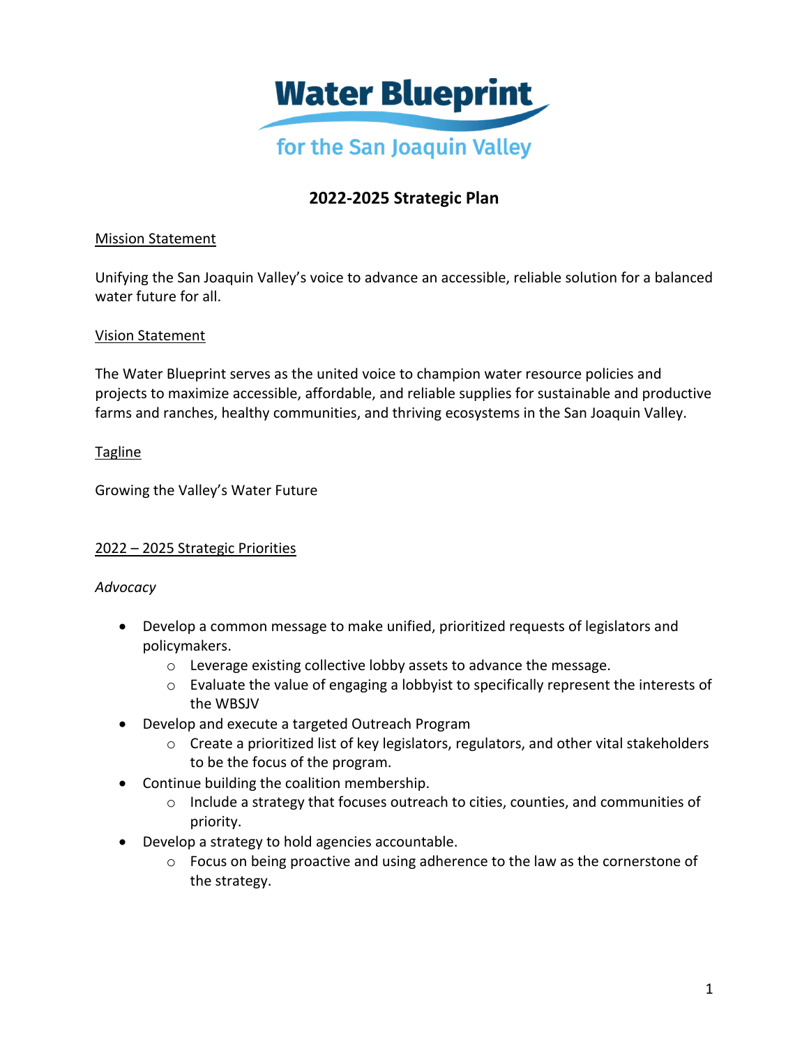# Water Blueprint

for the San Joaquin Valley

## 2022-2025 Strategic Plan

Mission Statement

Unifying the San Joaquin Valley's voice to advance an accessible, reliable solution for a balanced water future for all.

Vision Statement

The Water Blueprint serves as the united voice to champion water resource policies and projects to maximize accessible, affordable, and reliable supplies for sustainable and productive farms and ranches, healthy communities, and thriving ecosystems in the San Joaquin Valley.

Tagline

Growing the Valley's Water Future

2022 – 2025 Strategic Priorities

*Advocacy*

- Develop a common message to make unified, prioritized requests of legislators and policymakers.
  - Leverage existing collective lobby assets to advance the message.
  - Evaluate the value of engaging a lobbyist to specifically represent the interests of the WBSJV
- Develop and execute a targeted Outreach Program
  - Create a prioritized list of key legislators, regulators, and other vital stakeholders to be the focus of the program.
- Continue building the coalition membership.
  - Include a strategy that focuses outreach to cities, counties, and communities of priority.
- Develop a strategy to hold agencies accountable.
  - Focus on being proactive and using adherence to the law as the cornerstone of the strategy.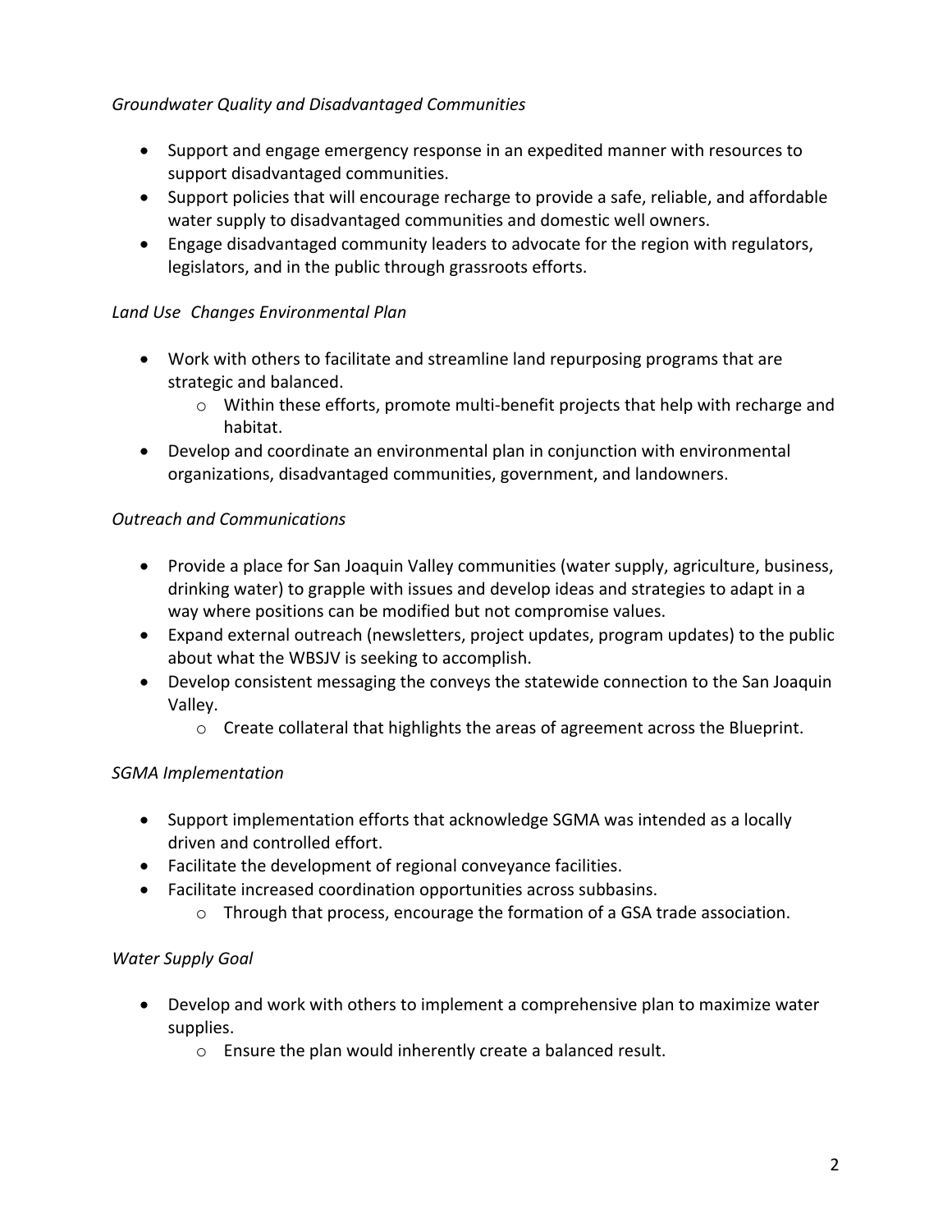*Groundwater Quality and Disadvantaged Communities*

- Support and engage emergency response in an expedited manner with resources to support disadvantaged communities.
- Support policies that will encourage recharge to provide a safe, reliable, and affordable water supply to disadvantaged communities and domestic well owners.
- Engage disadvantaged community leaders to advocate for the region with regulators, legislators, and in the public through grassroots efforts.

*Land Use  Changes Environmental Plan*

- Work with others to facilitate and streamline land repurposing programs that are strategic and balanced.
    - Within these efforts, promote multi-benefit projects that help with recharge and habitat.
- Develop and coordinate an environmental plan in conjunction with environmental organizations, disadvantaged communities, government, and landowners.

*Outreach and Communications*

- Provide a place for San Joaquin Valley communities (water supply, agriculture, business, drinking water) to grapple with issues and develop ideas and strategies to adapt in a way where positions can be modified but not compromise values.
- Expand external outreach (newsletters, project updates, program updates) to the public about what the WBSJV is seeking to accomplish.
- Develop consistent messaging the conveys the statewide connection to the San Joaquin Valley.
    - Create collateral that highlights the areas of agreement across the Blueprint.

*SGMA Implementation*

- Support implementation efforts that acknowledge SGMA was intended as a locally driven and controlled effort.
- Facilitate the development of regional conveyance facilities.
- Facilitate increased coordination opportunities across subbasins.
    - Through that process, encourage the formation of a GSA trade association.

*Water Supply Goal*

- Develop and work with others to implement a comprehensive plan to maximize water supplies.
    - Ensure the plan would inherently create a balanced result.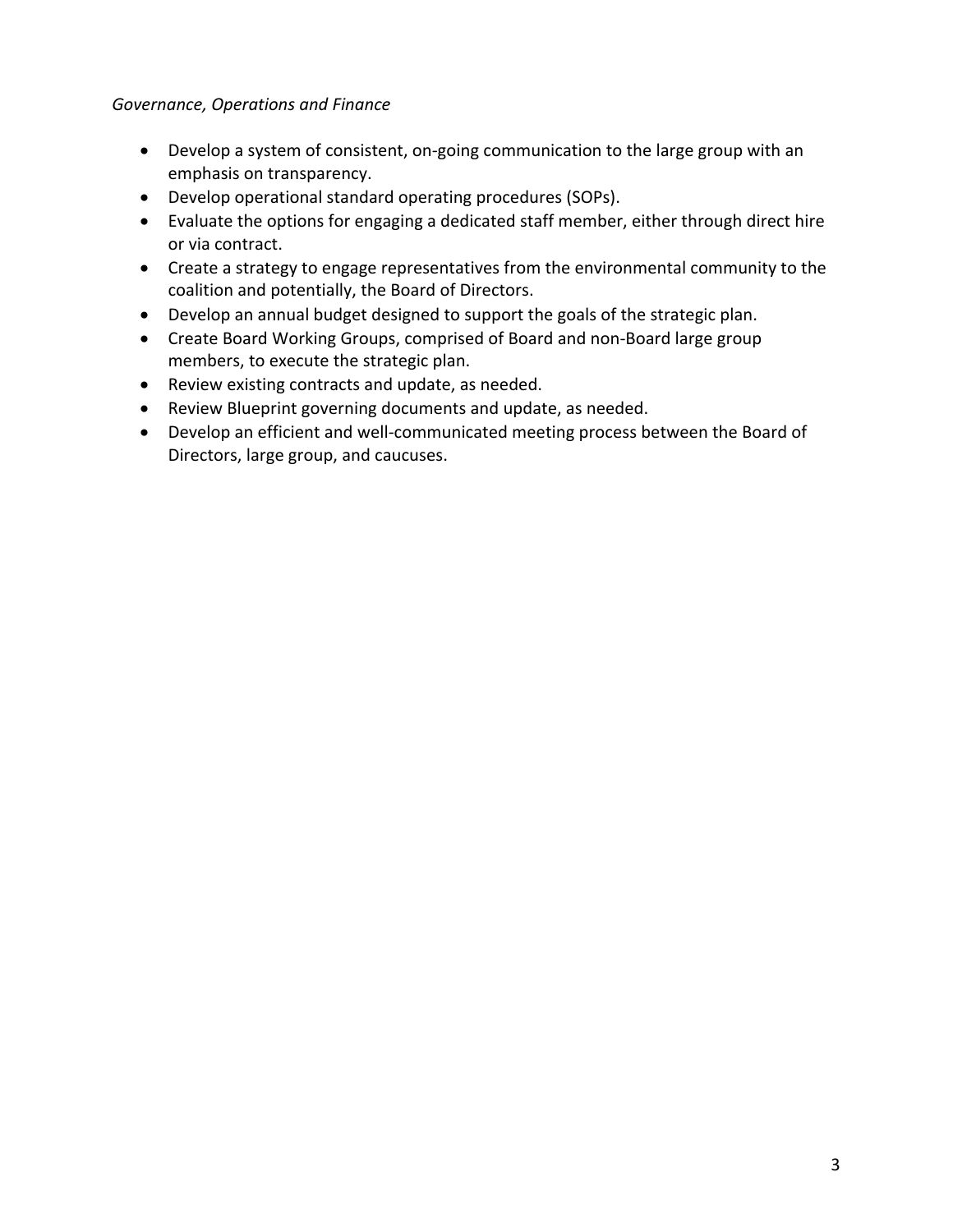*Governance, Operations and Finance*

- Develop a system of consistent, on-going communication to the large group with an emphasis on transparency.
- Develop operational standard operating procedures (SOPs).
- Evaluate the options for engaging a dedicated staff member, either through direct hire or via contract.
- Create a strategy to engage representatives from the environmental community to the coalition and potentially, the Board of Directors.
- Develop an annual budget designed to support the goals of the strategic plan.
- Create Board Working Groups, comprised of Board and non-Board large group members, to execute the strategic plan.
- Review existing contracts and update, as needed.
- Review Blueprint governing documents and update, as needed.
- Develop an efficient and well-communicated meeting process between the Board of Directors, large group, and caucuses.